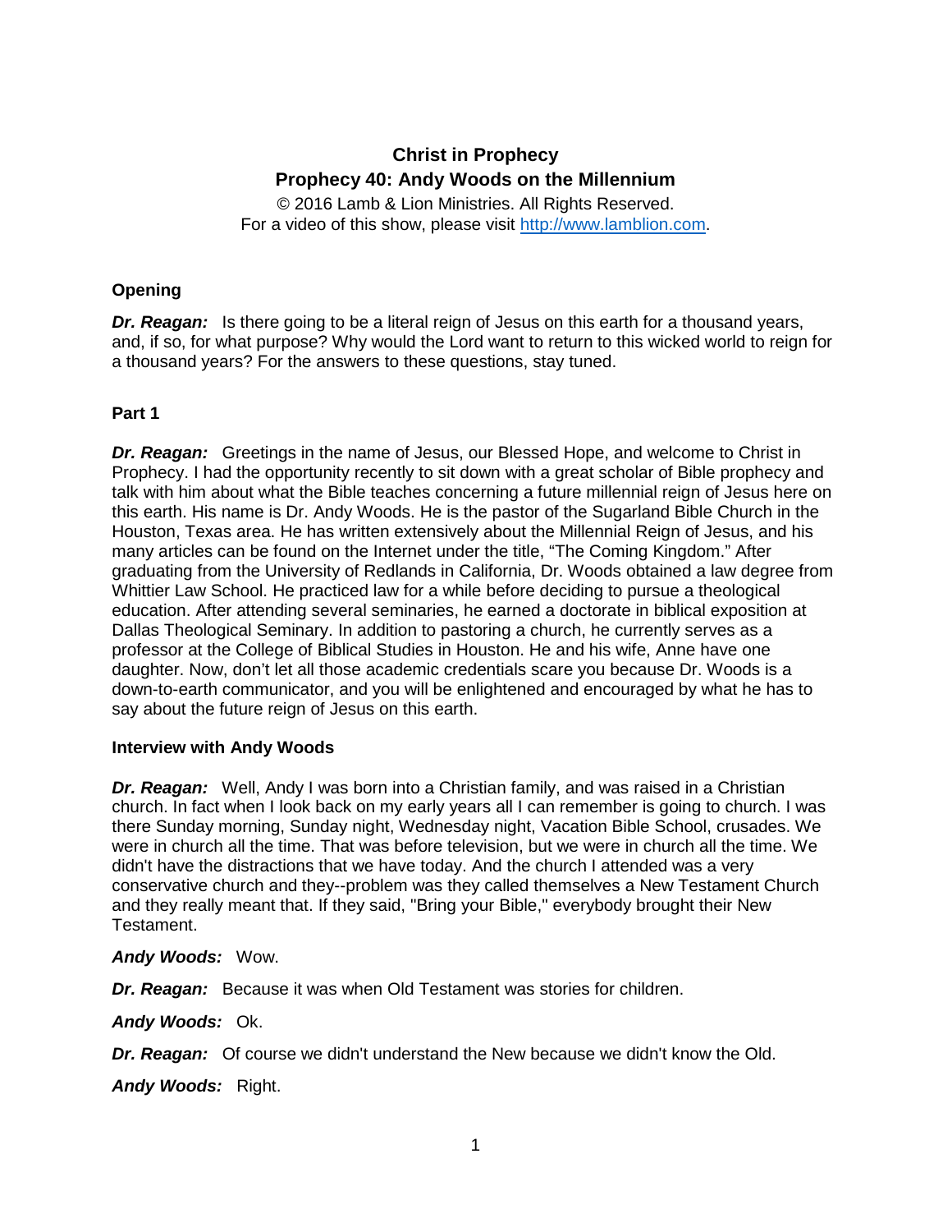# Christ in Prophecy
## Prophecy 40: Andy Woods on the Millennium

© 2016 Lamb & Lion Ministries. All Rights Reserved.
For a video of this show, please visit http://www.lamblion.com.

### Opening

***Dr. Reagan:*** Is there going to be a literal reign of Jesus on this earth for a thousand years, and, if so, for what purpose? Why would the Lord want to return to this wicked world to reign for a thousand years? For the answers to these questions, stay tuned.

### Part 1

***Dr. Reagan:*** Greetings in the name of Jesus, our Blessed Hope, and welcome to Christ in Prophecy. I had the opportunity recently to sit down with a great scholar of Bible prophecy and talk with him about what the Bible teaches concerning a future millennial reign of Jesus here on this earth. His name is Dr. Andy Woods. He is the pastor of the Sugarland Bible Church in the Houston, Texas area. He has written extensively about the Millennial Reign of Jesus, and his many articles can be found on the Internet under the title, "The Coming Kingdom." After graduating from the University of Redlands in California, Dr. Woods obtained a law degree from Whittier Law School. He practiced law for a while before deciding to pursue a theological education. After attending several seminaries, he earned a doctorate in biblical exposition at Dallas Theological Seminary. In addition to pastoring a church, he currently serves as a professor at the College of Biblical Studies in Houston. He and his wife, Anne have one daughter. Now, don't let all those academic credentials scare you because Dr. Woods is a down-to-earth communicator, and you will be enlightened and encouraged by what he has to say about the future reign of Jesus on this earth.

### Interview with Andy Woods

***Dr. Reagan:*** Well, Andy I was born into a Christian family, and was raised in a Christian church. In fact when I look back on my early years all I can remember is going to church. I was there Sunday morning, Sunday night, Wednesday night, Vacation Bible School, crusades. We were in church all the time. That was before television, but we were in church all the time. We didn't have the distractions that we have today. And the church I attended was a very conservative church and they--problem was they called themselves a New Testament Church and they really meant that. If they said, "Bring your Bible," everybody brought their New Testament.

***Andy Woods:*** Wow.

***Dr. Reagan:*** Because it was when Old Testament was stories for children.

***Andy Woods:*** Ok.

***Dr. Reagan:*** Of course we didn't understand the New because we didn't know the Old.

***Andy Woods:*** Right.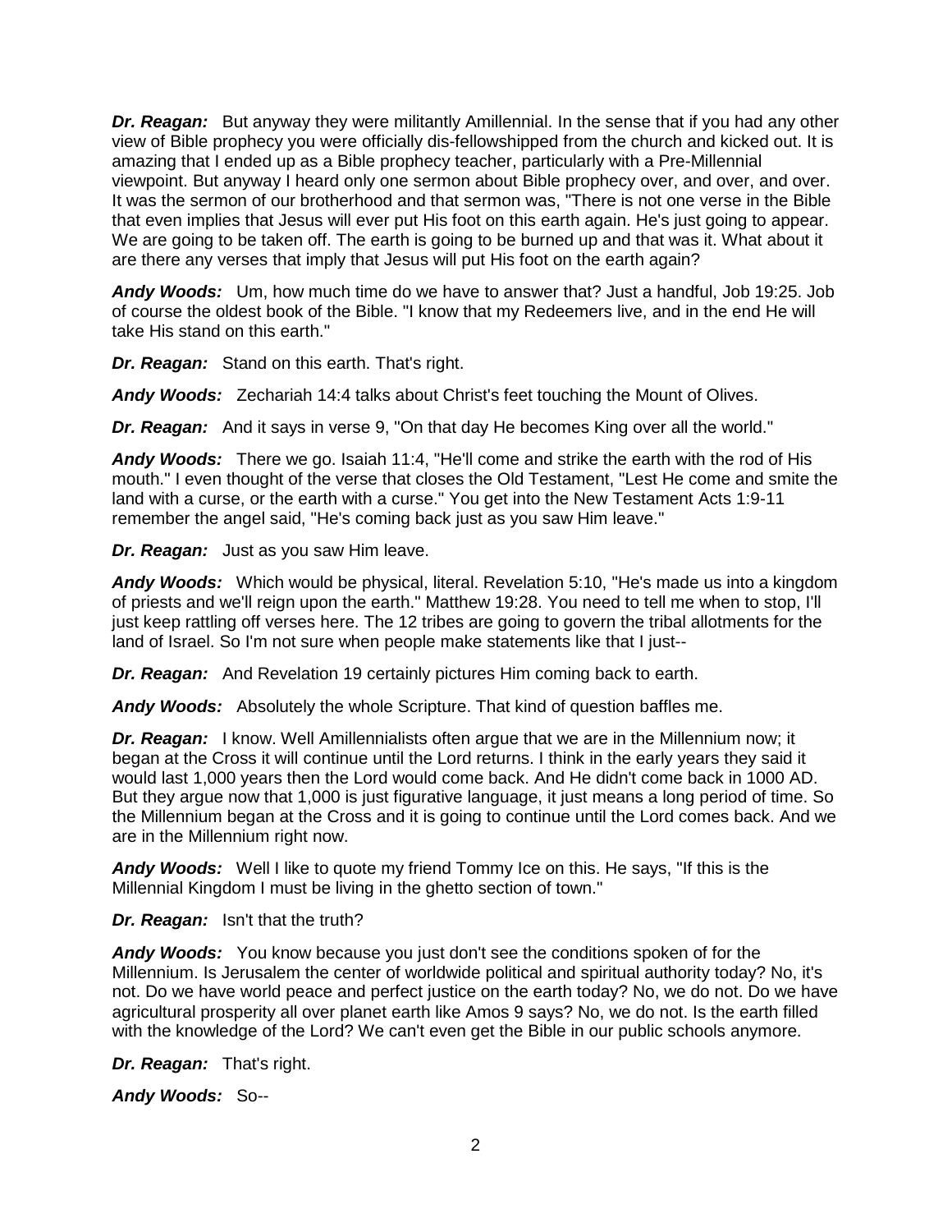***Dr. Reagan:*** But anyway they were militantly Amillennial. In the sense that if you had any other view of Bible prophecy you were officially dis-fellowshipped from the church and kicked out. It is amazing that I ended up as a Bible prophecy teacher, particularly with a Pre-Millennial viewpoint. But anyway I heard only one sermon about Bible prophecy over, and over, and over. It was the sermon of our brotherhood and that sermon was, "There is not one verse in the Bible that even implies that Jesus will ever put His foot on this earth again. He's just going to appear. We are going to be taken off. The earth is going to be burned up and that was it. What about it are there any verses that imply that Jesus will put His foot on the earth again?

***Andy Woods:*** Um, how much time do we have to answer that? Just a handful, Job 19:25. Job of course the oldest book of the Bible. "I know that my Redeemers live, and in the end He will take His stand on this earth."

***Dr. Reagan:*** Stand on this earth. That's right.

***Andy Woods:*** Zechariah 14:4 talks about Christ's feet touching the Mount of Olives.

***Dr. Reagan:*** And it says in verse 9, "On that day He becomes King over all the world."

***Andy Woods:*** There we go. Isaiah 11:4, "He'll come and strike the earth with the rod of His mouth." I even thought of the verse that closes the Old Testament, "Lest He come and smite the land with a curse, or the earth with a curse." You get into the New Testament Acts 1:9-11 remember the angel said, "He's coming back just as you saw Him leave."

***Dr. Reagan:*** Just as you saw Him leave.

***Andy Woods:*** Which would be physical, literal. Revelation 5:10, "He's made us into a kingdom of priests and we'll reign upon the earth." Matthew 19:28. You need to tell me when to stop, I'll just keep rattling off verses here. The 12 tribes are going to govern the tribal allotments for the land of Israel. So I'm not sure when people make statements like that I just--

***Dr. Reagan:*** And Revelation 19 certainly pictures Him coming back to earth.

***Andy Woods:*** Absolutely the whole Scripture. That kind of question baffles me.

***Dr. Reagan:*** I know. Well Amillennialists often argue that we are in the Millennium now; it began at the Cross it will continue until the Lord returns. I think in the early years they said it would last 1,000 years then the Lord would come back. And He didn't come back in 1000 AD. But they argue now that 1,000 is just figurative language, it just means a long period of time. So the Millennium began at the Cross and it is going to continue until the Lord comes back. And we are in the Millennium right now.

***Andy Woods:*** Well I like to quote my friend Tommy Ice on this. He says, "If this is the Millennial Kingdom I must be living in the ghetto section of town."

***Dr. Reagan:*** Isn't that the truth?

***Andy Woods:*** You know because you just don't see the conditions spoken of for the Millennium. Is Jerusalem the center of worldwide political and spiritual authority today? No, it's not. Do we have world peace and perfect justice on the earth today? No, we do not. Do we have agricultural prosperity all over planet earth like Amos 9 says? No, we do not. Is the earth filled with the knowledge of the Lord? We can't even get the Bible in our public schools anymore.

***Dr. Reagan:*** That's right.

***Andy Woods:*** So--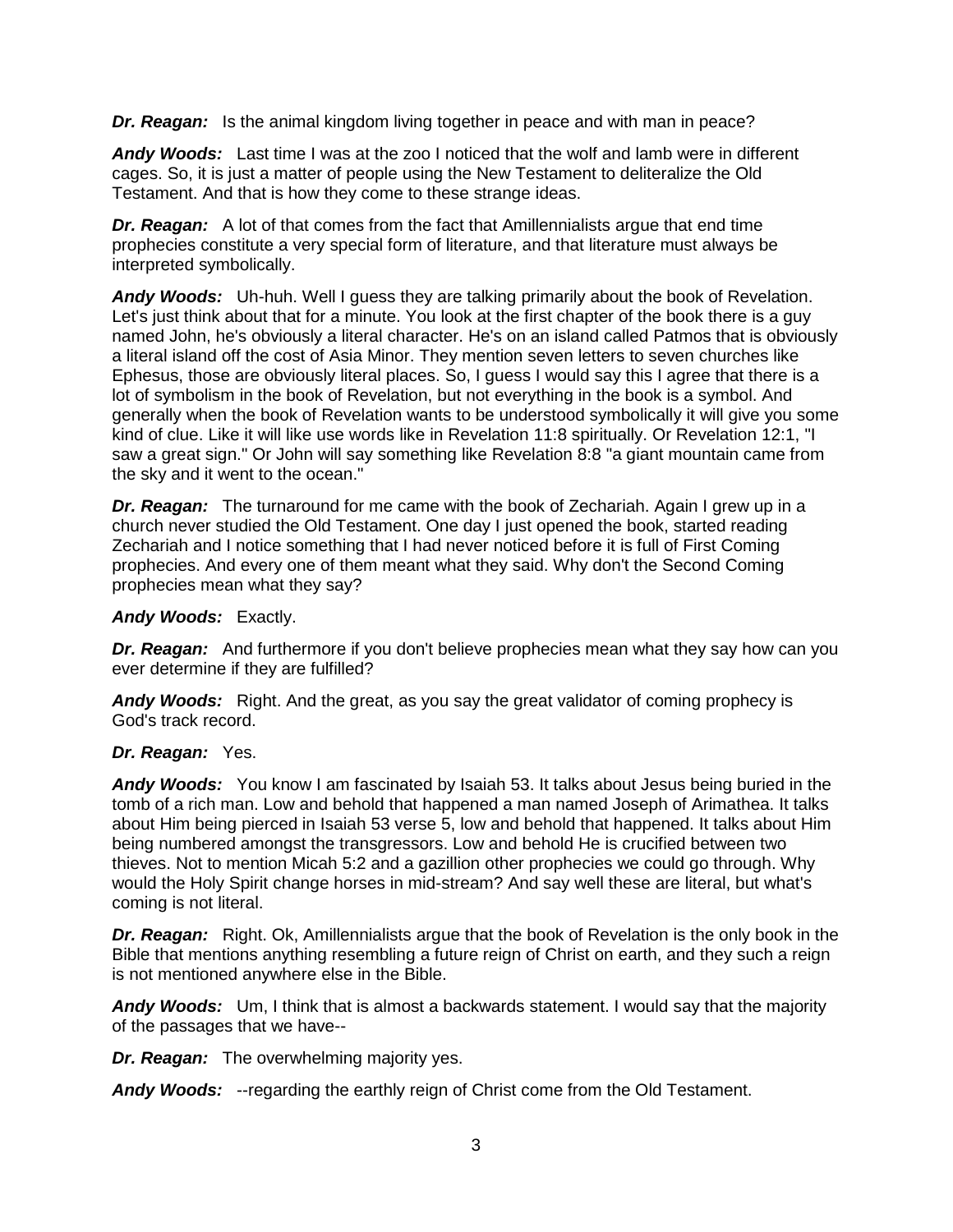***Dr. Reagan:*** Is the animal kingdom living together in peace and with man in peace?

***Andy Woods:*** Last time I was at the zoo I noticed that the wolf and lamb were in different cages. So, it is just a matter of people using the New Testament to deliteralize the Old Testament. And that is how they come to these strange ideas.

***Dr. Reagan:*** A lot of that comes from the fact that Amillennialists argue that end time prophecies constitute a very special form of literature, and that literature must always be interpreted symbolically.

***Andy Woods:*** Uh-huh. Well I guess they are talking primarily about the book of Revelation. Let's just think about that for a minute. You look at the first chapter of the book there is a guy named John, he's obviously a literal character. He's on an island called Patmos that is obviously a literal island off the cost of Asia Minor. They mention seven letters to seven churches like Ephesus, those are obviously literal places. So, I guess I would say this I agree that there is a lot of symbolism in the book of Revelation, but not everything in the book is a symbol. And generally when the book of Revelation wants to be understood symbolically it will give you some kind of clue. Like it will like use words like in Revelation 11:8 spiritually. Or Revelation 12:1, "I saw a great sign." Or John will say something like Revelation 8:8 "a giant mountain came from the sky and it went to the ocean."

***Dr. Reagan:*** The turnaround for me came with the book of Zechariah. Again I grew up in a church never studied the Old Testament. One day I just opened the book, started reading Zechariah and I notice something that I had never noticed before it is full of First Coming prophecies. And every one of them meant what they said. Why don't the Second Coming prophecies mean what they say?

***Andy Woods:*** Exactly.

***Dr. Reagan:*** And furthermore if you don't believe prophecies mean what they say how can you ever determine if they are fulfilled?

***Andy Woods:*** Right. And the great, as you say the great validator of coming prophecy is God's track record.

***Dr. Reagan:*** Yes.

***Andy Woods:*** You know I am fascinated by Isaiah 53. It talks about Jesus being buried in the tomb of a rich man. Low and behold that happened a man named Joseph of Arimathea. It talks about Him being pierced in Isaiah 53 verse 5, low and behold that happened. It talks about Him being numbered amongst the transgressors. Low and behold He is crucified between two thieves. Not to mention Micah 5:2 and a gazillion other prophecies we could go through. Why would the Holy Spirit change horses in mid-stream? And say well these are literal, but what's coming is not literal.

***Dr. Reagan:*** Right. Ok, Amillennialists argue that the book of Revelation is the only book in the Bible that mentions anything resembling a future reign of Christ on earth, and they such a reign is not mentioned anywhere else in the Bible.

***Andy Woods:*** Um, I think that is almost a backwards statement. I would say that the majority of the passages that we have--

***Dr. Reagan:*** The overwhelming majority yes.

***Andy Woods:*** --regarding the earthly reign of Christ come from the Old Testament.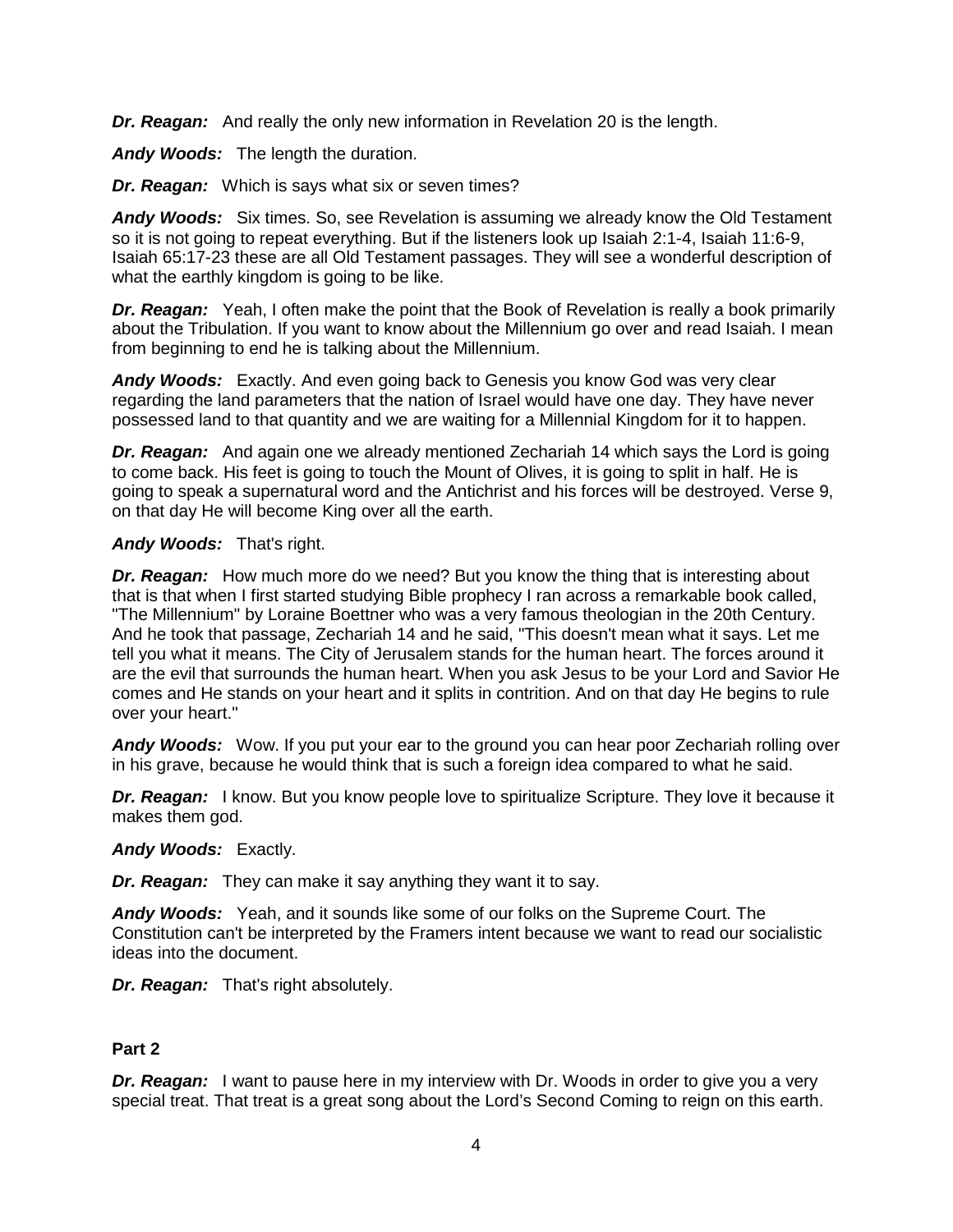***Dr. Reagan:*** And really the only new information in Revelation 20 is the length.

***Andy Woods:*** The length the duration.

***Dr. Reagan:*** Which is says what six or seven times?

***Andy Woods:*** Six times. So, see Revelation is assuming we already know the Old Testament so it is not going to repeat everything. But if the listeners look up Isaiah 2:1-4, Isaiah 11:6-9, Isaiah 65:17-23 these are all Old Testament passages. They will see a wonderful description of what the earthly kingdom is going to be like.

***Dr. Reagan:*** Yeah, I often make the point that the Book of Revelation is really a book primarily about the Tribulation. If you want to know about the Millennium go over and read Isaiah. I mean from beginning to end he is talking about the Millennium.

***Andy Woods:*** Exactly. And even going back to Genesis you know God was very clear regarding the land parameters that the nation of Israel would have one day. They have never possessed land to that quantity and we are waiting for a Millennial Kingdom for it to happen.

***Dr. Reagan:*** And again one we already mentioned Zechariah 14 which says the Lord is going to come back. His feet is going to touch the Mount of Olives, it is going to split in half. He is going to speak a supernatural word and the Antichrist and his forces will be destroyed. Verse 9, on that day He will become King over all the earth.

***Andy Woods:*** That's right.

***Dr. Reagan:*** How much more do we need? But you know the thing that is interesting about that is that when I first started studying Bible prophecy I ran across a remarkable book called, "The Millennium" by Loraine Boettner who was a very famous theologian in the 20th Century. And he took that passage, Zechariah 14 and he said, "This doesn't mean what it says. Let me tell you what it means. The City of Jerusalem stands for the human heart. The forces around it are the evil that surrounds the human heart. When you ask Jesus to be your Lord and Savior He comes and He stands on your heart and it splits in contrition. And on that day He begins to rule over your heart."

***Andy Woods:*** Wow. If you put your ear to the ground you can hear poor Zechariah rolling over in his grave, because he would think that is such a foreign idea compared to what he said.

***Dr. Reagan:*** I know. But you know people love to spiritualize Scripture. They love it because it makes them god.

***Andy Woods:*** Exactly.

***Dr. Reagan:*** They can make it say anything they want it to say.

***Andy Woods:*** Yeah, and it sounds like some of our folks on the Supreme Court. The Constitution can't be interpreted by the Framers intent because we want to read our socialistic ideas into the document.

***Dr. Reagan:*** That's right absolutely.

**Part 2**

***Dr. Reagan:*** I want to pause here in my interview with Dr. Woods in order to give you a very special treat. That treat is a great song about the Lord's Second Coming to reign on this earth.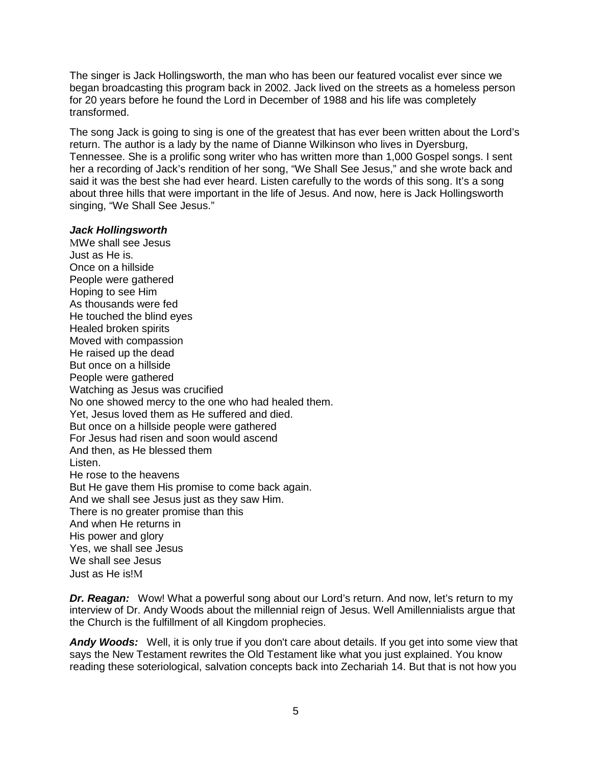The singer is Jack Hollingsworth, the man who has been our featured vocalist ever since we began broadcasting this program back in 2002. Jack lived on the streets as a homeless person for 20 years before he found the Lord in December of 1988 and his life was completely transformed.

The song Jack is going to sing is one of the greatest that has ever been written about the Lord's return. The author is a lady by the name of Dianne Wilkinson who lives in Dyersburg, Tennessee. She is a prolific song writer who has written more than 1,000 Gospel songs. I sent her a recording of Jack's rendition of her song, "We Shall See Jesus," and she wrote back and said it was the best she had ever heard. Listen carefully to the words of this song. It's a song about three hills that were important in the life of Jesus. And now, here is Jack Hollingsworth singing, "We Shall See Jesus."

***Jack Hollingsworth***
MWe shall see Jesus
Just as He is.
Once on a hillside
People were gathered
Hoping to see Him
As thousands were fed
He touched the blind eyes
Healed broken spirits
Moved with compassion
He raised up the dead
But once on a hillside
People were gathered
Watching as Jesus was crucified
No one showed mercy to the one who had healed them.
Yet, Jesus loved them as He suffered and died.
But once on a hillside people were gathered
For Jesus had risen and soon would ascend
And then, as He blessed them
Listen.
He rose to the heavens
But He gave them His promise to come back again.
And we shall see Jesus just as they saw Him.
There is no greater promise than this
And when He returns in
His power and glory
Yes, we shall see Jesus
We shall see Jesus
Just as He is!M

***Dr. Reagan:*** Wow! What a powerful song about our Lord's return. And now, let's return to my interview of Dr. Andy Woods about the millennial reign of Jesus. Well Amillennialists argue that the Church is the fulfillment of all Kingdom prophecies.

***Andy Woods:*** Well, it is only true if you don't care about details. If you get into some view that says the New Testament rewrites the Old Testament like what you just explained. You know reading these soteriological, salvation concepts back into Zechariah 14. But that is not how you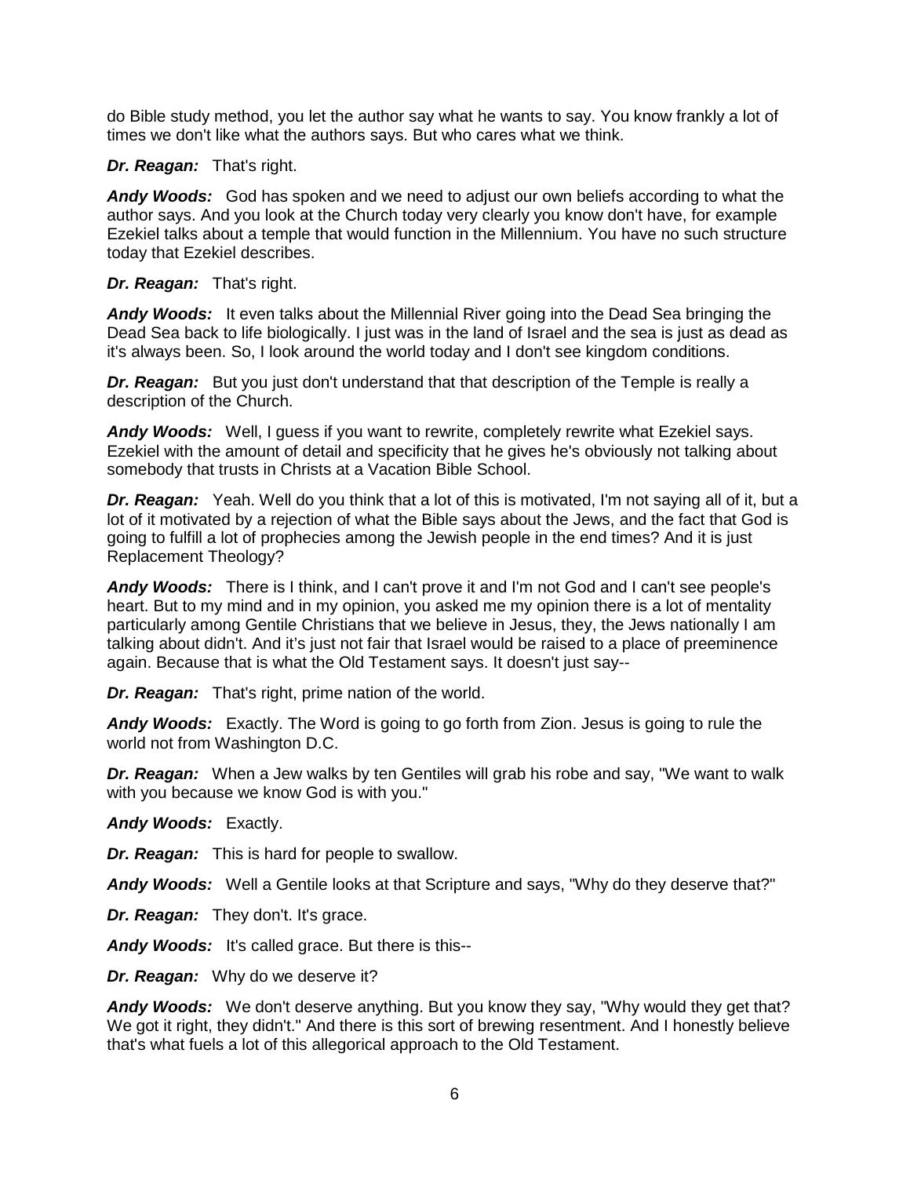do Bible study method, you let the author say what he wants to say. You know frankly a lot of times we don't like what the authors says. But who cares what we think.

***Dr. Reagan:*** That's right.

***Andy Woods:*** God has spoken and we need to adjust our own beliefs according to what the author says. And you look at the Church today very clearly you know don't have, for example Ezekiel talks about a temple that would function in the Millennium. You have no such structure today that Ezekiel describes.

***Dr. Reagan:*** That's right.

***Andy Woods:*** It even talks about the Millennial River going into the Dead Sea bringing the Dead Sea back to life biologically. I just was in the land of Israel and the sea is just as dead as it's always been. So, I look around the world today and I don't see kingdom conditions.

***Dr. Reagan:*** But you just don't understand that that description of the Temple is really a description of the Church.

***Andy Woods:*** Well, I guess if you want to rewrite, completely rewrite what Ezekiel says. Ezekiel with the amount of detail and specificity that he gives he's obviously not talking about somebody that trusts in Christs at a Vacation Bible School.

***Dr. Reagan:*** Yeah. Well do you think that a lot of this is motivated, I'm not saying all of it, but a lot of it motivated by a rejection of what the Bible says about the Jews, and the fact that God is going to fulfill a lot of prophecies among the Jewish people in the end times? And it is just Replacement Theology?

***Andy Woods:*** There is I think, and I can't prove it and I'm not God and I can't see people's heart. But to my mind and in my opinion, you asked me my opinion there is a lot of mentality particularly among Gentile Christians that we believe in Jesus, they, the Jews nationally I am talking about didn't. And it's just not fair that Israel would be raised to a place of preeminence again. Because that is what the Old Testament says. It doesn't just say--

***Dr. Reagan:*** That's right, prime nation of the world.

***Andy Woods:*** Exactly. The Word is going to go forth from Zion. Jesus is going to rule the world not from Washington D.C.

***Dr. Reagan:*** When a Jew walks by ten Gentiles will grab his robe and say, "We want to walk with you because we know God is with you."

***Andy Woods:*** Exactly.

***Dr. Reagan:*** This is hard for people to swallow.

***Andy Woods:*** Well a Gentile looks at that Scripture and says, "Why do they deserve that?"

***Dr. Reagan:*** They don't. It's grace.

***Andy Woods:*** It's called grace. But there is this--

***Dr. Reagan:*** Why do we deserve it?

***Andy Woods:*** We don't deserve anything. But you know they say, "Why would they get that? We got it right, they didn't." And there is this sort of brewing resentment. And I honestly believe that's what fuels a lot of this allegorical approach to the Old Testament.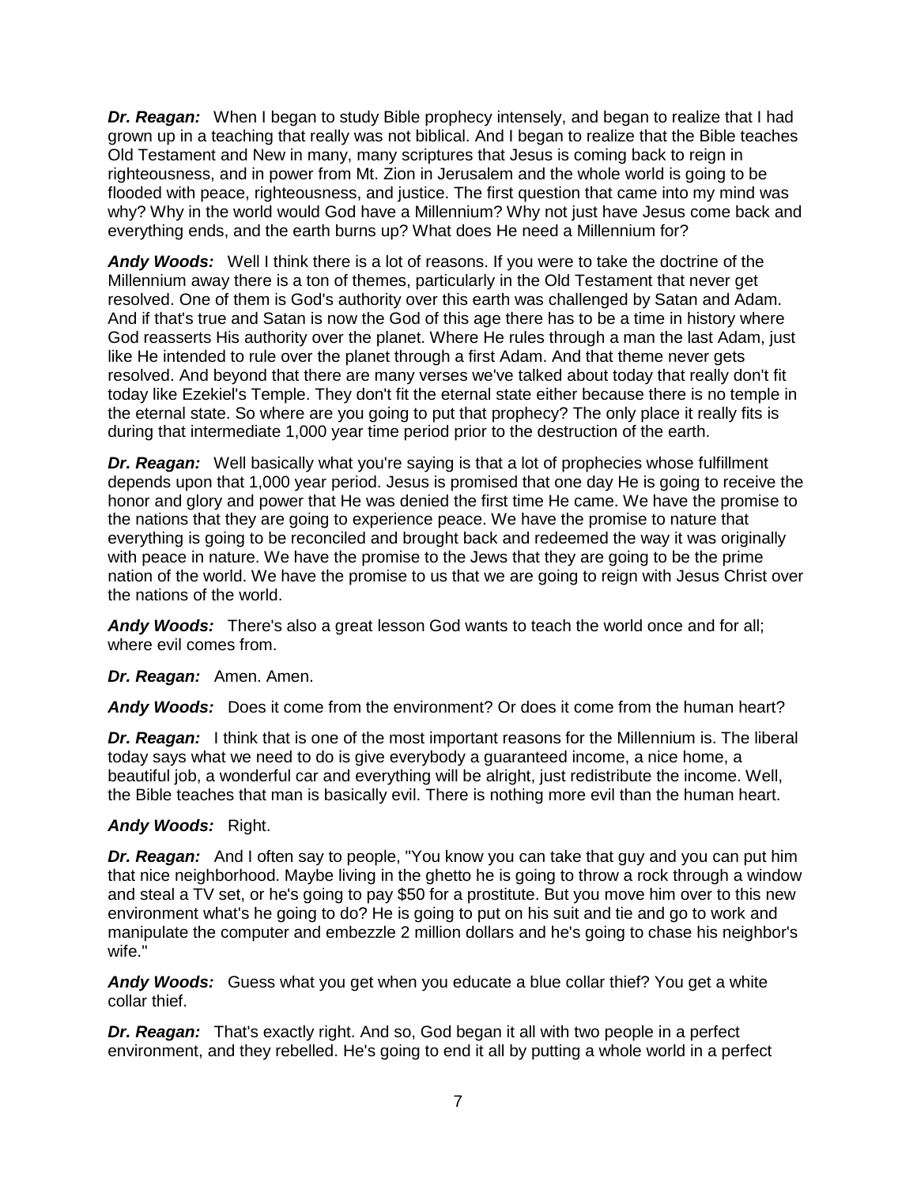***Dr. Reagan:*** When I began to study Bible prophecy intensely, and began to realize that I had grown up in a teaching that really was not biblical. And I began to realize that the Bible teaches Old Testament and New in many, many scriptures that Jesus is coming back to reign in righteousness, and in power from Mt. Zion in Jerusalem and the whole world is going to be flooded with peace, righteousness, and justice. The first question that came into my mind was why? Why in the world would God have a Millennium? Why not just have Jesus come back and everything ends, and the earth burns up? What does He need a Millennium for?

***Andy Woods:*** Well I think there is a lot of reasons. If you were to take the doctrine of the Millennium away there is a ton of themes, particularly in the Old Testament that never get resolved. One of them is God's authority over this earth was challenged by Satan and Adam. And if that's true and Satan is now the God of this age there has to be a time in history where God reasserts His authority over the planet. Where He rules through a man the last Adam, just like He intended to rule over the planet through a first Adam. And that theme never gets resolved. And beyond that there are many verses we've talked about today that really don't fit today like Ezekiel's Temple. They don't fit the eternal state either because there is no temple in the eternal state. So where are you going to put that prophecy? The only place it really fits is during that intermediate 1,000 year time period prior to the destruction of the earth.

***Dr. Reagan:*** Well basically what you're saying is that a lot of prophecies whose fulfillment depends upon that 1,000 year period. Jesus is promised that one day He is going to receive the honor and glory and power that He was denied the first time He came. We have the promise to the nations that they are going to experience peace. We have the promise to nature that everything is going to be reconciled and brought back and redeemed the way it was originally with peace in nature. We have the promise to the Jews that they are going to be the prime nation of the world. We have the promise to us that we are going to reign with Jesus Christ over the nations of the world.

***Andy Woods:*** There's also a great lesson God wants to teach the world once and for all; where evil comes from.

***Dr. Reagan:*** Amen. Amen.

***Andy Woods:*** Does it come from the environment? Or does it come from the human heart?

***Dr. Reagan:*** I think that is one of the most important reasons for the Millennium is. The liberal today says what we need to do is give everybody a guaranteed income, a nice home, a beautiful job, a wonderful car and everything will be alright, just redistribute the income. Well, the Bible teaches that man is basically evil. There is nothing more evil than the human heart.

***Andy Woods:*** Right.

***Dr. Reagan:*** And I often say to people, "You know you can take that guy and you can put him that nice neighborhood. Maybe living in the ghetto he is going to throw a rock through a window and steal a TV set, or he's going to pay $50 for a prostitute. But you move him over to this new environment what's he going to do? He is going to put on his suit and tie and go to work and manipulate the computer and embezzle 2 million dollars and he's going to chase his neighbor's wife."

***Andy Woods:*** Guess what you get when you educate a blue collar thief? You get a white collar thief.

***Dr. Reagan:*** That's exactly right. And so, God began it all with two people in a perfect environment, and they rebelled. He's going to end it all by putting a whole world in a perfect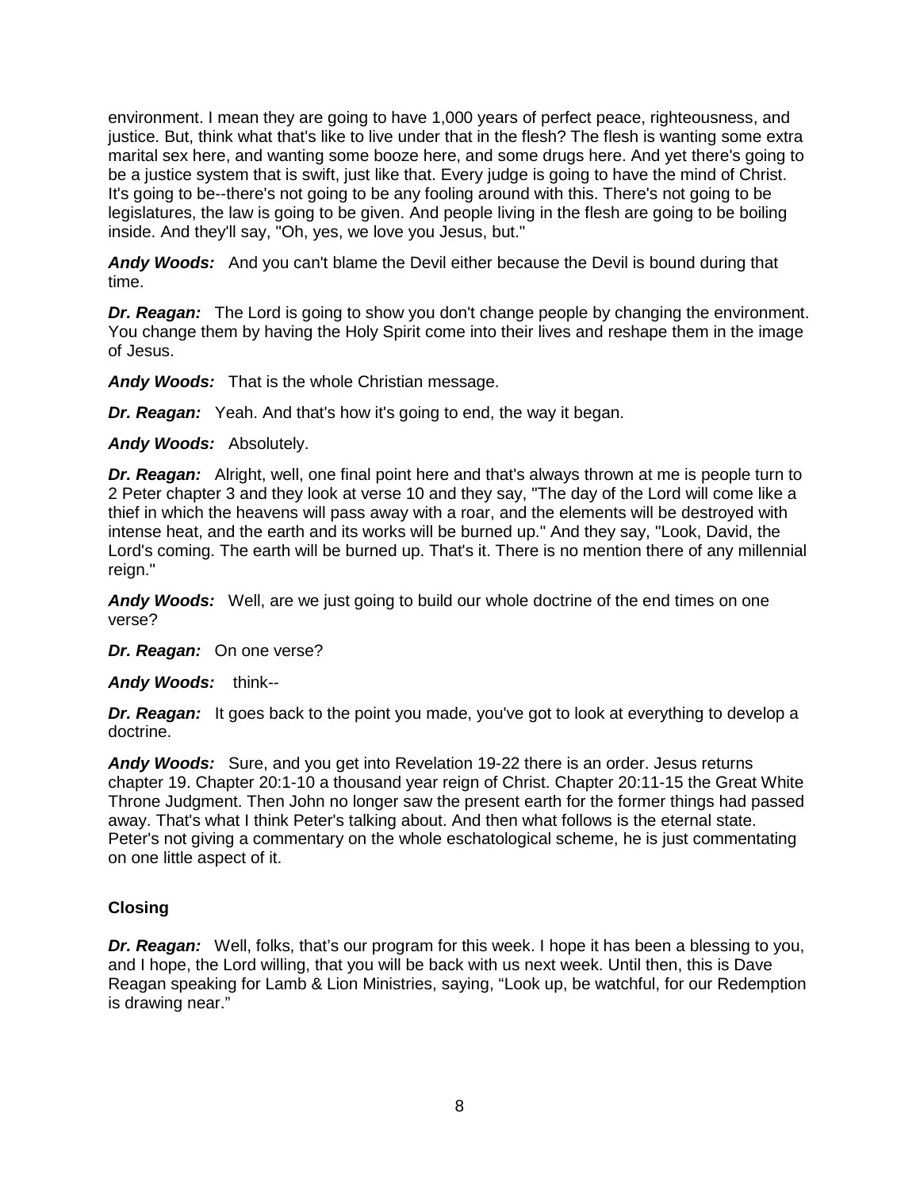environment. I mean they are going to have 1,000 years of perfect peace, righteousness, and justice. But, think what that's like to live under that in the flesh? The flesh is wanting some extra marital sex here, and wanting some booze here, and some drugs here. And yet there's going to be a justice system that is swift, just like that. Every judge is going to have the mind of Christ. It's going to be--there's not going to be any fooling around with this. There's not going to be legislatures, the law is going to be given. And people living in the flesh are going to be boiling inside. And they'll say, "Oh, yes, we love you Jesus, but."

***Andy Woods:*** And you can't blame the Devil either because the Devil is bound during that time.

***Dr. Reagan:*** The Lord is going to show you don't change people by changing the environment. You change them by having the Holy Spirit come into their lives and reshape them in the image of Jesus.

***Andy Woods:*** That is the whole Christian message.

***Dr. Reagan:*** Yeah. And that's how it's going to end, the way it began.

***Andy Woods:*** Absolutely.

***Dr. Reagan:*** Alright, well, one final point here and that's always thrown at me is people turn to 2 Peter chapter 3 and they look at verse 10 and they say, "The day of the Lord will come like a thief in which the heavens will pass away with a roar, and the elements will be destroyed with intense heat, and the earth and its works will be burned up." And they say, "Look, David, the Lord's coming. The earth will be burned up. That's it. There is no mention there of any millennial reign."

***Andy Woods:*** Well, are we just going to build our whole doctrine of the end times on one verse?

***Dr. Reagan:*** On one verse?

***Andy Woods:*** think--

***Dr. Reagan:*** It goes back to the point you made, you've got to look at everything to develop a doctrine.

***Andy Woods:*** Sure, and you get into Revelation 19-22 there is an order. Jesus returns chapter 19. Chapter 20:1-10 a thousand year reign of Christ. Chapter 20:11-15 the Great White Throne Judgment. Then John no longer saw the present earth for the former things had passed away. That's what I think Peter's talking about. And then what follows is the eternal state. Peter's not giving a commentary on the whole eschatological scheme, he is just commentating on one little aspect of it.

### Closing

***Dr. Reagan:*** Well, folks, that's our program for this week. I hope it has been a blessing to you, and I hope, the Lord willing, that you will be back with us next week. Until then, this is Dave Reagan speaking for Lamb & Lion Ministries, saying, "Look up, be watchful, for our Redemption is drawing near."